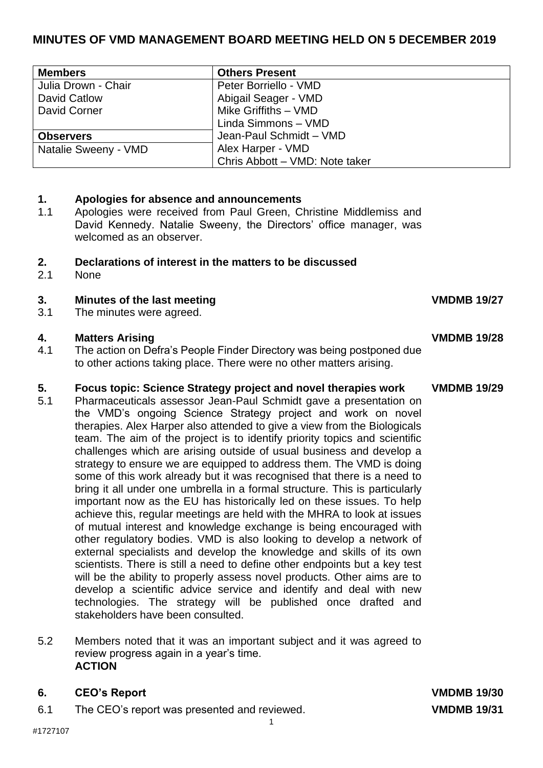# MINUTES OF VMD MANAGEMENT BOARD MEETING HELD ON 5 DECEMBER 2019

| Members | Others Present |
|---|---|
| Julia Drown - Chair | Peter Borriello - VMD |
| David Catlow | Abigail Seager - VMD |
| David Corner | Mike Griffiths – VMD |
| | Linda Simmons – VMD |
| **Observers** | Jean-Paul Schmidt – VMD |
| Natalie Sweeny - VMD | Alex Harper - VMD |
| | Chris Abbott – VMD: Note taker |

**1. Apologies for absence and announcements**

1.1 Apologies were received from Paul Green, Christine Middlemiss and David Kennedy. Natalie Sweeny, the Directors' office manager, was welcomed as an observer.

**2. Declarations of interest in the matters to be discussed**

2.1 None

**3. Minutes of the last meeting** — **VMDMB 19/27**

3.1 The minutes were agreed.

**4. Matters Arising** — **VMDMB 19/28**

4.1 The action on Defra's People Finder Directory was being postponed due to other actions taking place. There were no other matters arising.

**5. Focus topic: Science Strategy project and novel therapies work** — **VMDMB 19/29**

5.1 Pharmaceuticals assessor Jean-Paul Schmidt gave a presentation on the VMD's ongoing Science Strategy project and work on novel therapies. Alex Harper also attended to give a view from the Biologicals team. The aim of the project is to identify priority topics and scientific challenges which are arising outside of usual business and develop a strategy to ensure we are equipped to address them. The VMD is doing some of this work already but it was recognised that there is a need to bring it all under one umbrella in a formal structure. This is particularly important now as the EU has historically led on these issues. To help achieve this, regular meetings are held with the MHRA to look at issues of mutual interest and knowledge exchange is being encouraged with other regulatory bodies. VMD is also looking to develop a network of external specialists and develop the knowledge and skills of its own scientists. There is still a need to define other endpoints but a key test will be the ability to properly assess novel products. Other aims are to develop a scientific advice service and identify and deal with new technologies. The strategy will be published once drafted and stakeholders have been consulted.

5.2 Members noted that it was an important subject and it was agreed to review progress again in a year's time.
**ACTION**

**6. CEO's Report** — **VMDMB 19/30**

6.1 The CEO's report was presented and reviewed. — **VMDMB 19/31**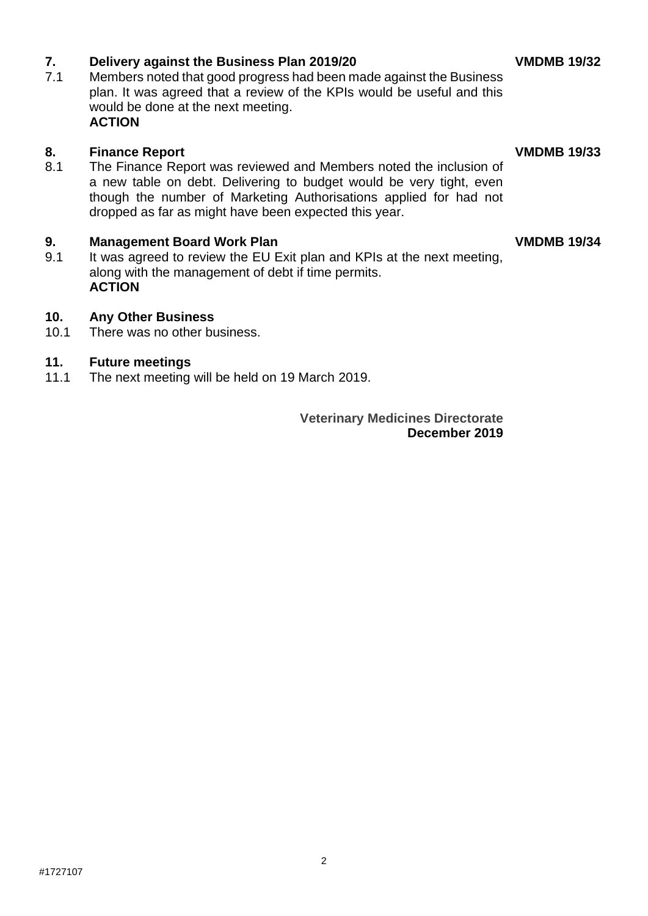## 7. Delivery against the Business Plan 2019/20

**VMDMB 19/32**

7.1 Members noted that good progress had been made against the Business plan. It was agreed that a review of the KPIs would be useful and this would be done at the next meeting.
**ACTION**

## 8. Finance Report

**VMDMB 19/33**

8.1 The Finance Report was reviewed and Members noted the inclusion of a new table on debt. Delivering to budget would be very tight, even though the number of Marketing Authorisations applied for had not dropped as far as might have been expected this year.

## 9. Management Board Work Plan

**VMDMB 19/34**

9.1 It was agreed to review the EU Exit plan and KPIs at the next meeting, along with the management of debt if time permits.
**ACTION**

## 10. Any Other Business

10.1 There was no other business.

## 11. Future meetings

11.1 The next meeting will be held on 19 March 2019.

**Veterinary Medicines Directorate**
**December 2019**

#1727107